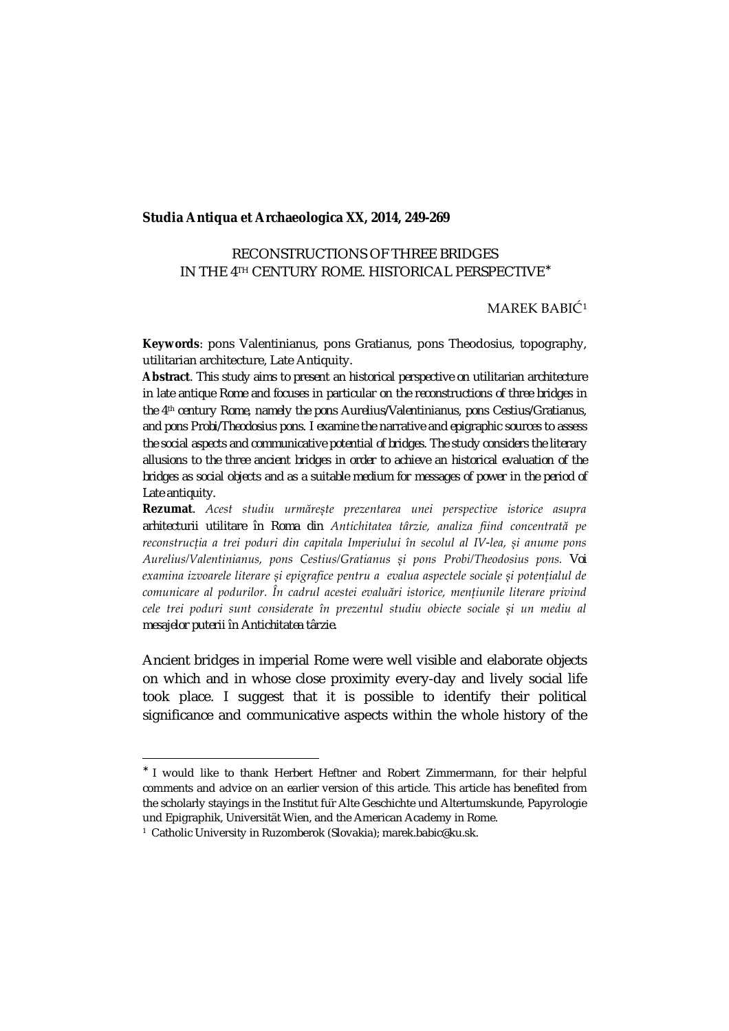**Studia Antiqua et Archaeologica XX, 2014, 249-269**

# RECONSTRUCTIONS OF THREE BRIDGES IN THE 4TH CENTURY ROME. HISTORICAL PERSPECTIVE*

MAREK BABIĆ[1]

**Keywords**: pons Valentinianus, pons Gratianus, pons Theodosius, topography, utilitarian architecture, Late Antiquity.

**Abstract**. This study aims to present an historical perspective on utilitarian architecture in late antique Rome and focuses in particular on the reconstructions of three bridges in the 4th century Rome, namely the pons Aurelius/Valentinianus, pons Cestius/Gratianus, and pons Probi/Theodosius pons. I examine the narrative and epigraphic sources to assess the social aspects and communicative potential of bridges. The study considers the literary allusions to the three ancient bridges in order to achieve an historical evaluation of the bridges as social objects and as a suitable medium for messages of power in the period of Late antiquity.

**Rezumat**. *Acest studiu urmărește prezentarea unei perspective istorice asupra* arhitecturii utilitare în Roma din *Antichitatea târzie, analiza fiind concentrată pe reconstrucția a trei poduri din capitala Imperiului în secolul al IV-lea, și anume pons Aurelius/Valentinianus, pons Cestius/Gratianus și pons Probi/Theodosius pons.* Voi *examina izvoarele literare și epigrafice pentru a evalua aspectele sociale și potențialul de comunicare al podurilor. În cadrul acestei evaluări istorice, mențiunile literare privind cele trei poduri sunt considerate în prezentul studiu obiecte sociale și un mediu al* mesajelor puterii în Antichitatea târzie.

Ancient bridges in imperial Rome were well visible and elaborate objects on which and in whose close proximity every-day and lively social life took place. I suggest that it is possible to identify their political significance and communicative aspects within the whole history of the

---

* I would like to thank Herbert Heftner and Robert Zimmermann, for their helpful comments and advice on an earlier version of this article. This article has benefited from the scholarly stayings in the Institut für Alte Geschichte und Altertumskunde, Papyrologie und Epigraphik, Universität Wien, and the American Academy in Rome.

[1] Catholic University in Ruzomberok (Slovakia); marek.babic@ku.sk.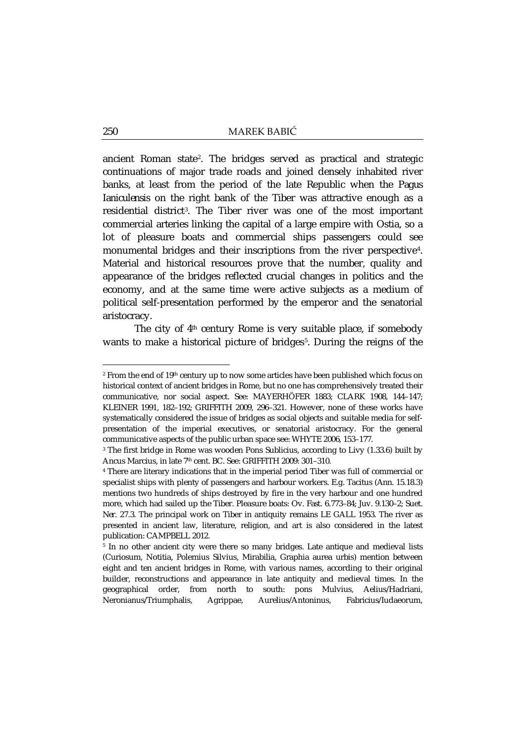ancient Roman state[2]. The bridges served as practical and strategic continuations of major trade roads and joined densely inhabited river banks, at least from the period of the late Republic when the *Pagus Ianiculensis* on the right bank of the Tiber was attractive enough as a residential district[3]. The Tiber river was one of the most important commercial arteries linking the capital of a large empire with Ostia, so a lot of pleasure boats and commercial ships passengers could see monumental bridges and their inscriptions from the river perspective[4]. Material and historical resources prove that the number, quality and appearance of the bridges reflected crucial changes in politics and the economy, and at the same time were active subjects as a medium of political self-presentation performed by the emperor and the senatorial aristocracy.

The city of 4th century Rome is very suitable place, if somebody wants to make a historical picture of bridges[5]. During the reigns of the

---

[2] From the end of 19th century up to now some articles have been published which focus on historical context of ancient bridges in Rome, but no one has comprehensively treated their communicative, nor social aspect. See: MAYERHÖFER 1883; CLARK 1908, 144–147; KLEINER 1991, 182–192; GRIFFITH 2009, 296–321. However, none of these works have systematically considered the issue of bridges as social objects and suitable media for self-presentation of the imperial executives, or senatorial aristocracy. For the general communicative aspects of the public urban space see: WHYTE 2006, 153–177.

[3] The first bridge in Rome was wooden Pons Sublicius, according to Livy (1.33.6) built by Ancus Marcius, in late 7th cent. BC. See: GRIFFITH 2009: 301–310.

[4] There are literary indications that in the imperial period Tiber was full of commercial or specialist ships with plenty of passengers and harbour workers. E.g. Tacitus (Ann. 15.18.3) mentions two hundreds of ships destroyed by fire in the very harbour and one hundred more, which had sailed up the Tiber. Pleasure boats: Ov. Fast. 6.773–84; Juv. 9.130–2; Suet. Ner. 27.3. The principal work on Tiber in antiquity remains LE GALL 1953. The river as presented in ancient law, literature, religion, and art is also considered in the latest publication: CAMPBELL 2012.

[5] In no other ancient city were there so many bridges. Late antique and medieval lists (Curiosum, Notitia, Polemius Silvius, Mirabilia, Graphia aurea urbis) mention between eight and ten ancient bridges in Rome, with various names, according to their original builder, reconstructions and appearance in late antiquity and medieval times. In the geographical order, from north to south: pons Mulvius, Aelius/Hadriani, Neronianus/Triumphalis, Agrippae, Aurelius/Antoninus, Fabricius/Iudaeorum,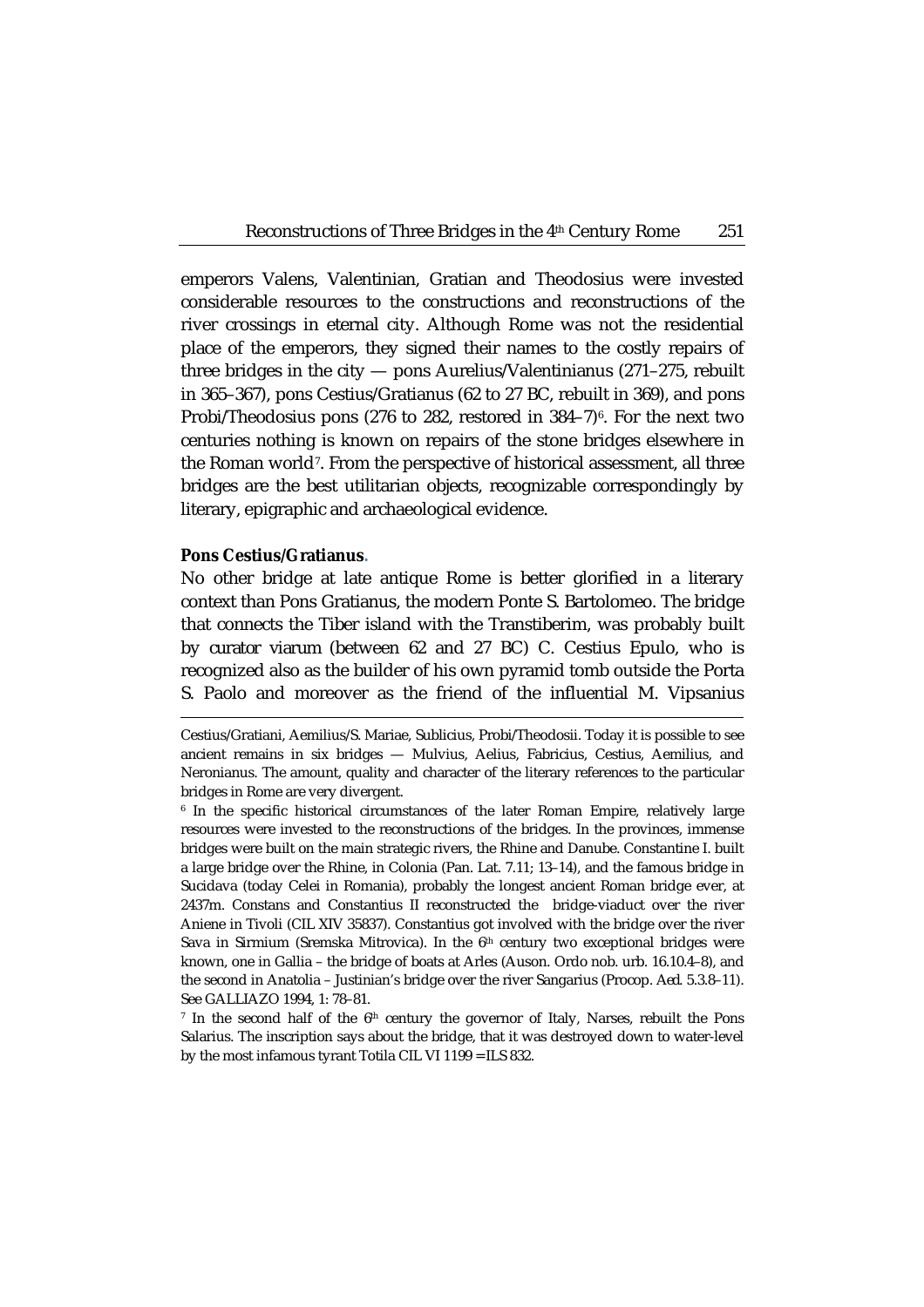emperors Valens, Valentinian, Gratian and Theodosius were invested considerable resources to the constructions and reconstructions of the river crossings in eternal city. Although Rome was not the residential place of the emperors, they signed their names to the costly repairs of three bridges in the city — pons Aurelius/Valentinianus (271–275, rebuilt in 365–367), pons Cestius/Gratianus (62 to 27 BC, rebuilt in 369), and pons Probi/Theodosius pons (276 to 282, restored in 384–7)[6]. For the next two centuries nothing is known on repairs of the stone bridges elsewhere in the Roman world[7]. From the perspective of historical assessment, all three bridges are the best utilitarian objects, recognizable correspondingly by literary, epigraphic and archaeological evidence.

**Pons Cestius/Gratianus.**

No other bridge at late antique Rome is better glorified in a literary context than Pons Gratianus, the modern Ponte S. Bartolomeo. The bridge that connects the Tiber island with the Transtiberim, was probably built by curator viarum (between 62 and 27 BC) C. Cestius Epulo, who is recognized also as the builder of his own pyramid tomb outside the Porta S. Paolo and moreover as the friend of the influential M. Vipsanius

---

Cestius/Gratiani, Aemilius/S. Mariae, Sublicius, Probi/Theodosii. Today it is possible to see ancient remains in six bridges — Mulvius, Aelius, Fabricius, Cestius, Aemilius, and Neronianus. The amount, quality and character of the literary references to the particular bridges in Rome are very divergent.

[6] In the specific historical circumstances of the later Roman Empire, relatively large resources were invested to the reconstructions of the bridges. In the provinces, immense bridges were built on the main strategic rivers, the Rhine and Danube. Constantine I. built a large bridge over the Rhine, in Colonia (Pan. Lat. 7.11; 13–14), and the famous bridge in Sucidava (today Celei in Romania), probably the longest ancient Roman bridge ever, at 2437m. Constans and Constantius II reconstructed the bridge-viaduct over the river Aniene in Tivoli (CIL XIV 35837). Constantius got involved with the bridge over the river Sava in Sirmium (Sremska Mitrovica). In the 6th century two exceptional bridges were known, one in Gallia – the bridge of boats at Arles (Auson. Ordo nob. urb. 16.10.4–8), and the second in Anatolia – Justinian's bridge over the river Sangarius (Procop. *Aed.* 5.3.8–11). See GALLIAZO 1994, 1: 78–81.

[7] In the second half of the 6th century the governor of Italy, Narses, rebuilt the Pons Salarius. The inscription says about the bridge, that it was destroyed down to water-level by the most infamous tyrant Totila CIL VI 1199 = ILS 832.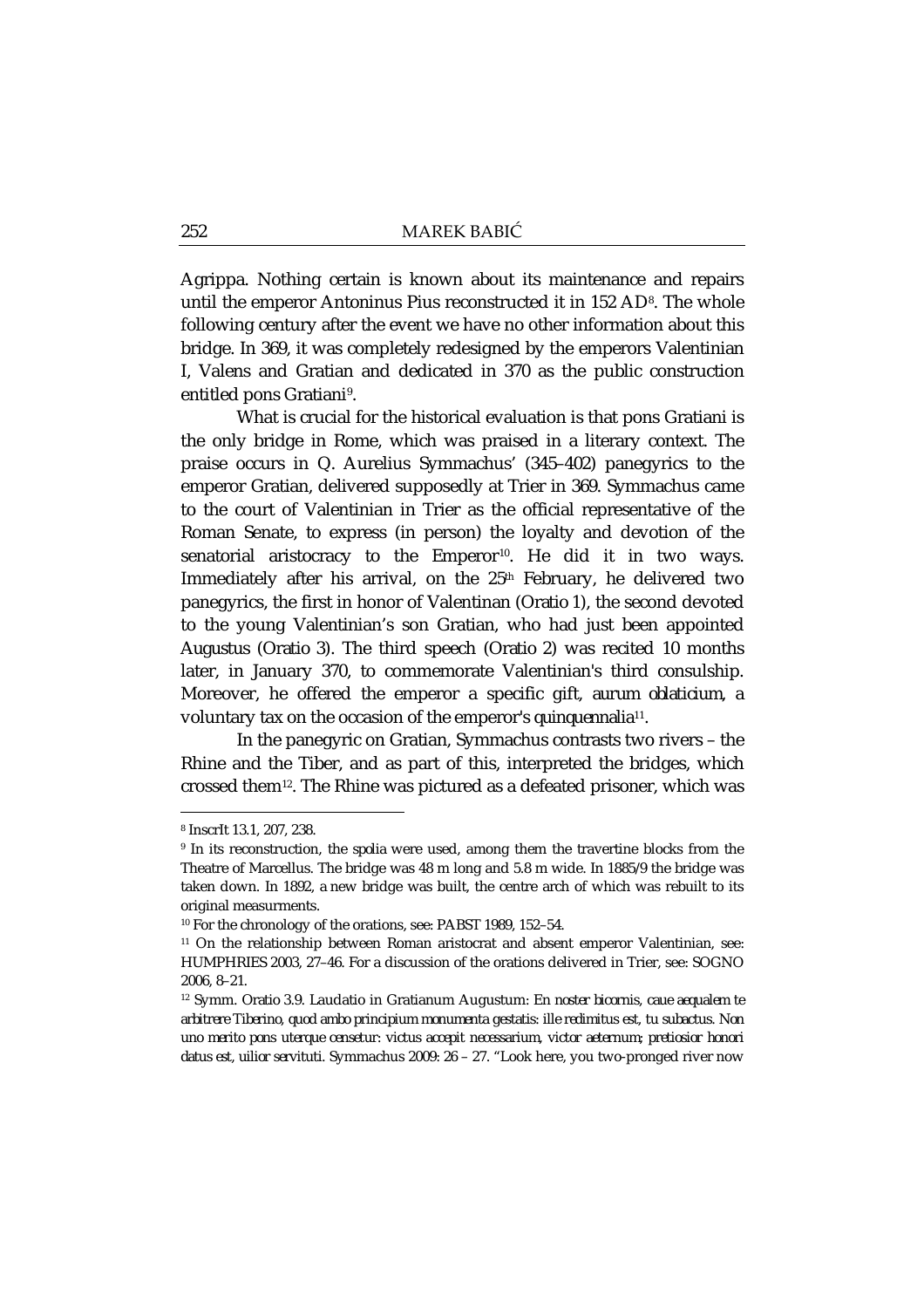Agrippa. Nothing certain is known about its maintenance and repairs until the emperor Antoninus Pius reconstructed it in 152 AD[8]. The whole following century after the event we have no other information about this bridge. In 369, it was completely redesigned by the emperors Valentinian I, Valens and Gratian and dedicated in 370 as the public construction entitled pons Gratiani[9].

What is crucial for the historical evaluation is that pons Gratiani is the only bridge in Rome, which was praised in a literary context. The praise occurs in Q. Aurelius Symmachus' (345–402) panegyrics to the emperor Gratian, delivered supposedly at Trier in 369. Symmachus came to the court of Valentinian in Trier as the official representative of the Roman Senate, to express (in person) the loyalty and devotion of the senatorial aristocracy to the Emperor[10]. He did it in two ways. Immediately after his arrival, on the 25th February, he delivered two panegyrics, the first in honor of Valentinan (Oratio 1), the second devoted to the young Valentinian's son Gratian, who had just been appointed Augustus (Oratio 3). The third speech (Oratio 2) was recited 10 months later, in January 370, to commemorate Valentinian's third consulship. Moreover, he offered the emperor a specific gift, *aurum oblaticium*, a voluntary tax on the occasion of the emperor's *quinquennalia*[11].

In the panegyric on Gratian, Symmachus contrasts two rivers – the Rhine and the Tiber, and as part of this, interpreted the bridges, which crossed them[12]. The Rhine was pictured as a defeated prisoner, which was

---

[8] InscrIt 13.1, 207, 238.

[9] In its reconstruction, the spolia were used, among them the travertine blocks from the Theatre of Marcellus. The bridge was 48 m long and 5.8 m wide. In 1885/9 the bridge was taken down. In 1892, a new bridge was built, the centre arch of which was rebuilt to its original measurments.

[10] For the chronology of the orations, see: PABST 1989, 152–54.

[11] On the relationship between Roman aristocrat and absent emperor Valentinian, see: HUMPHRIES 2003, 27–46. For a discussion of the orations delivered in Trier, see: SOGNO 2006, 8–21.

[12] Symm. Oratio 3.9. Laudatio in Gratianum Augustum: *En noster bicornis, caue aequalem te arbitrere Tiberino, quod ambo principium monumenta gestatis: ille redimitus est, tu subactus. Non uno merito pons uterque censetur: victus accepit necessarium, victor aeternum; pretiosior honori datus est, uilior servituti.* Symmachus 2009: 26 – 27. "Look here, you two-pronged river now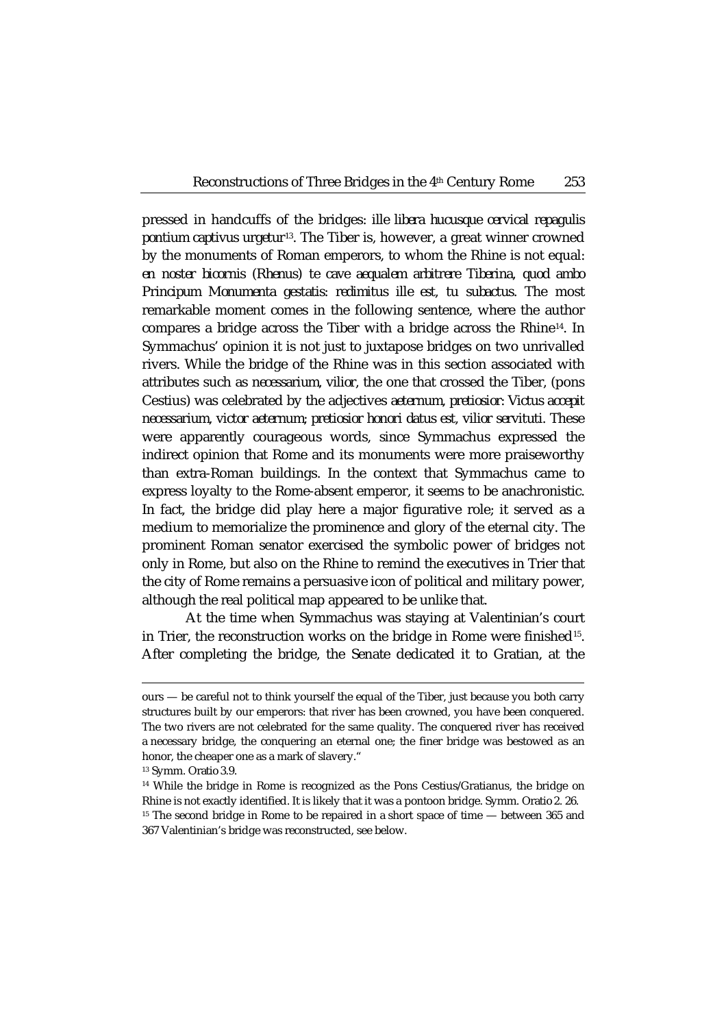pressed in handcuffs of the bridges: *ille libera hucusque cervical repagulis pontium captivus urgetur*[13]. The Tiber is, however, a great winner crowned by the monuments of Roman emperors, to whom the Rhine is not equal: *en noster bicornis (Rhenus) te cave aequalem arbitrere Tiberina, quod ambo Principum Monumenta gestatis: redimitus ille est, tu subactus*. The most remarkable moment comes in the following sentence, where the author compares a bridge across the Tiber with a bridge across the Rhine[14]. In Symmachus' opinion it is not just to juxtapose bridges on two unrivalled rivers. While the bridge of the Rhine was in this section associated with attributes such as *necessarium, vilior*, the one that crossed the Tiber, (pons Cestius) was celebrated by the adjectives *aeternum, pretiosior*: *Victus accepit necessarium, victor aeternum; pretiosior honori datus est, vilior servituti*. These were apparently courageous words, since Symmachus expressed the indirect opinion that Rome and its monuments were more praiseworthy than extra-Roman buildings. In the context that Symmachus came to express loyalty to the Rome-absent emperor, it seems to be anachronistic. In fact, the bridge did play here a major figurative role; it served as a medium to memorialize the prominence and glory of the eternal city. The prominent Roman senator exercised the symbolic power of bridges not only in Rome, but also on the Rhine to remind the executives in Trier that the city of Rome remains a persuasive icon of political and military power, although the real political map appeared to be unlike that.

At the time when Symmachus was staying at Valentinian's court in Trier, the reconstruction works on the bridge in Rome were finished[15]. After completing the bridge, the Senate dedicated it to Gratian, at the

---

ours — be careful not to think yourself the equal of the Tiber, just because you both carry structures built by our emperors: that river has been crowned, you have been conquered. The two rivers are not celebrated for the same quality. The conquered river has received a necessary bridge, the conquering an eternal one; the finer bridge was bestowed as an honor, the cheaper one as a mark of slavery."

[13] Symm. Oratio 3.9.

[14] While the bridge in Rome is recognized as the Pons Cestius/Gratianus, the bridge on Rhine is not exactly identified. It is likely that it was a pontoon bridge. Symm. Oratio 2. 26.

[15] The second bridge in Rome to be repaired in a short space of time — between 365 and 367 Valentinian's bridge was reconstructed, see below.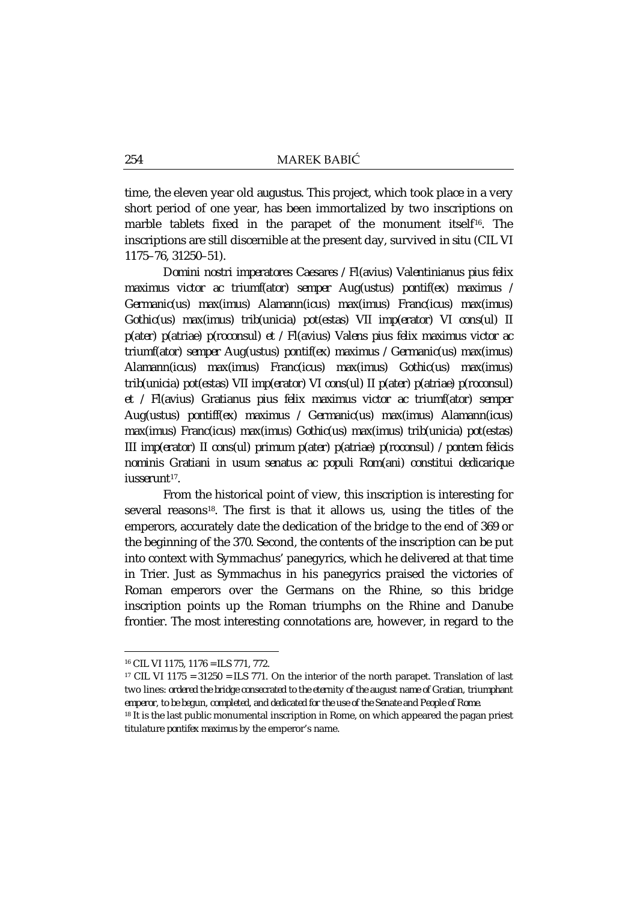time, the eleven year old augustus. This project, which took place in a very short period of one year, has been immortalized by two inscriptions on marble tablets fixed in the parapet of the monument itself[16]. The inscriptions are still discernible at the present day, survived in situ (CIL VI 1175–76, 31250–51).

*Domini nostri imperatores Caesares / Fl(avius) Valentinianus pius felix maximus victor ac triumf(ator) semper Aug(ustus) pontif(ex) maximus / Germanic(us) max(imus) Alamann(icus) max(imus) Franc(icus) max(imus) Gothic(us) max(imus) trib(unicia) pot(estas) VII imp(erator) VI cons(ul) II p(ater) p(atriae) p(roconsul) et / Fl(avius) Valens pius felix maximus victor ac triumf(ator) semper Aug(ustus) pontif(ex) maximus / Germanic(us) max(imus) Alamann(icus) max(imus) Franc(icus) max(imus) Gothic(us) max(imus) trib(unicia) pot(estas) VII imp(erator) VI cons(ul) II p(ater) p(atriae) p(roconsul) et / Fl(avius) Gratianus pius felix maximus victor ac triumf(ator) semper Aug(ustus) pontiff(ex) maximus / Germanic(us) max(imus) Alamann(icus) max(imus) Franc(icus) max(imus) Gothic(us) max(imus) trib(unicia) pot(estas) III imp(erator) II cons(ul) primum p(ater) p(atriae) p(roconsul) / pontem felicis nominis Gratiani in usum senatus ac populi Rom(ani) constitui dedicarique iusserunt*[17].

From the historical point of view, this inscription is interesting for several reasons[18]. The first is that it allows us, using the titles of the emperors, accurately date the dedication of the bridge to the end of 369 or the beginning of the 370. Second, the contents of the inscription can be put into context with Symmachus' panegyrics, which he delivered at that time in Trier. Just as Symmachus in his panegyrics praised the victories of Roman emperors over the Germans on the Rhine, so this bridge inscription points up the Roman triumphs on the Rhine and Danube frontier. The most interesting connotations are, however, in regard to the

---

[16] CIL VI 1175, 1176 = ILS 771, 772.

[17] CIL VI 1175 = 31250 = ILS 771. On the interior of the north parapet. Translation of last two lines: *ordered the bridge consecrated to the eternity of the august name of Gratian, triumphant emperor, to be begun, completed, and dedicated for the use of the Senate and People of Rome.*

[18] It is the last public monumental inscription in Rome, on which appeared the pagan priest titulature *pontifex maximus* by the emperor's name.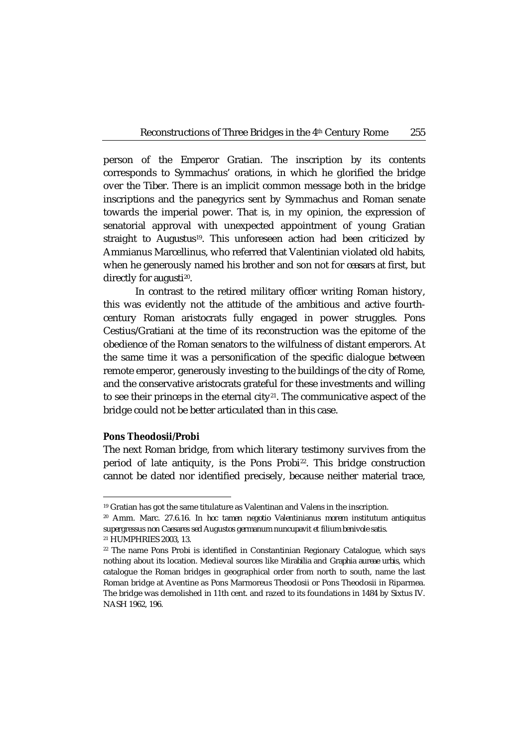person of the Emperor Gratian. The inscription by its contents corresponds to Symmachus' orations, in which he glorified the bridge over the Tiber. There is an implicit common message both in the bridge inscriptions and the panegyrics sent by Symmachus and Roman senate towards the imperial power. That is, in my opinion, the expression of senatorial approval with unexpected appointment of young Gratian straight to Augustus[19]. This unforeseen action had been criticized by Ammianus Marcellinus, who referred that Valentinian violated old habits, when he generously named his brother and son not for *ceasars* at first, but directly for *augusti*[20].

In contrast to the retired military officer writing Roman history, this was evidently not the attitude of the ambitious and active fourth-century Roman aristocrats fully engaged in power struggles. Pons Cestius/Gratiani at the time of its reconstruction was the epitome of the obedience of the Roman senators to the wilfulness of distant emperors. At the same time it was a personification of the specific dialogue between remote emperor, generously investing to the buildings of the city of Rome, and the conservative aristocrats grateful for these investments and willing to see their princeps in the eternal city[21]. The communicative aspect of the bridge could not be better articulated than in this case.

**Pons Theodosii/Probi**

The next Roman bridge, from which literary testimony survives from the period of late antiquity, is the Pons Probi[22]. This bridge construction cannot be dated nor identified precisely, because neither material trace,

---

[19] Gratian has got the same titulature as Valentinan and Valens in the inscription.

[20] Amm. Marc. 27.6.16. *In hoc tamen negotio Valentinianus morem institutum antiquitus supergressus non Caesares sed Augustos germanum nuncupavit et filium benivole satis.*

[21] HUMPHRIES 2003, 13.

[22] The name Pons Probi is identified in Constantinian Regionary Catalogue, which says nothing about its location. Medieval sources like *Mirabilia* and *Graphia aureae urbis*, which catalogue the Roman bridges in geographical order from north to south, name the last Roman bridge at Aventine as Pons Marmoreus Theodosii or Pons Theodosii in Riparmea. The bridge was demolished in 11th cent. and razed to its foundations in 1484 by Sixtus IV. NASH 1962, 196.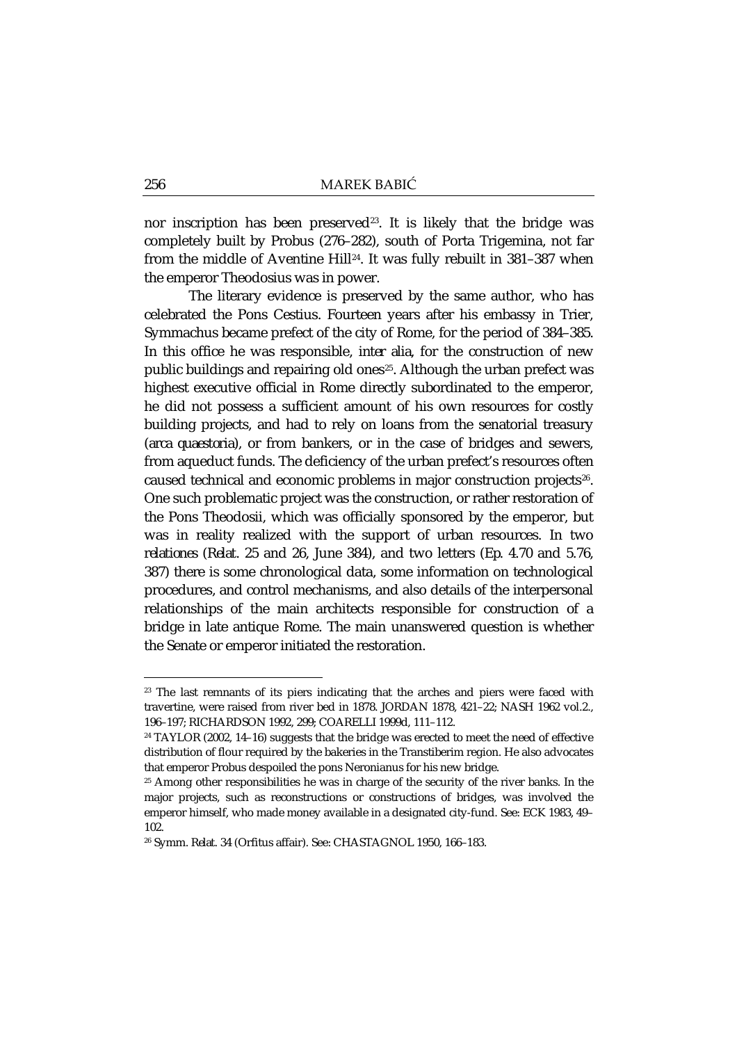nor inscription has been preserved[23]. It is likely that the bridge was completely built by Probus (276–282), south of Porta Trigemina, not far from the middle of Aventine Hill[24]. It was fully rebuilt in 381–387 when the emperor Theodosius was in power.

The literary evidence is preserved by the same author, who has celebrated the Pons Cestius. Fourteen years after his embassy in Trier, Symmachus became prefect of the city of Rome, for the period of 384–385. In this office he was responsible, *inter alia*, for the construction of new public buildings and repairing old ones[25]. Although the urban prefect was highest executive official in Rome directly subordinated to the emperor, he did not possess a sufficient amount of his own resources for costly building projects, and had to rely on loans from the senatorial treasury (*arca quaestoria*), or from bankers, or in the case of bridges and sewers, from aqueduct funds. The deficiency of the urban prefect's resources often caused technical and economic problems in major construction projects[26]. One such problematic project was the construction, or rather restoration of the Pons Theodosii, which was officially sponsored by the emperor, but was in reality realized with the support of urban resources. In two *relationes* (*Relat.* 25 and 26, June 384), and two letters (*Ep.* 4.70 and 5.76, 387) there is some chronological data, some information on technological procedures, and control mechanisms, and also details of the interpersonal relationships of the main architects responsible for construction of a bridge in late antique Rome. The main unanswered question is whether the Senate or emperor initiated the restoration.

---

[23] The last remnants of its piers indicating that the arches and piers were faced with travertine, were raised from river bed in 1878. JORDAN 1878, 421–22; NASH 1962 vol.2., 196–197; RICHARDSON 1992, 299; COARELLI 1999d, 111–112.

[24] TAYLOR (2002, 14–16) suggests that the bridge was erected to meet the need of effective distribution of flour required by the bakeries in the Transtiberim region. He also advocates that emperor Probus despoiled the pons Neronianus for his new bridge.

[25] Among other responsibilities he was in charge of the security of the river banks. In the major projects, such as reconstructions or constructions of bridges, was involved the emperor himself, who made money available in a designated city-fund. See: ECK 1983, 49–102.

[26] Symm. *Relat.* 34 (Orfitus affair). See: CHASTAGNOL 1950, 166–183.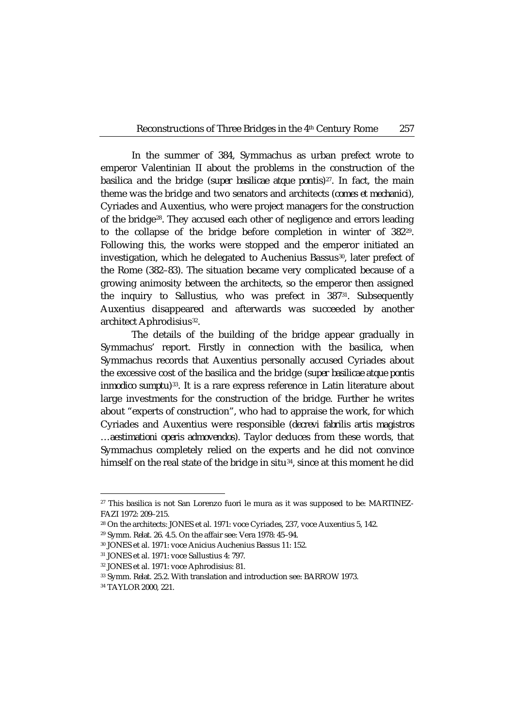In the summer of 384, Symmachus as urban prefect wrote to emperor Valentinian II about the problems in the construction of the basilica and the bridge (*super basilicae atque pontis*)[27]. In fact, the main theme was the bridge and two senators and architects (*comes et mechanici*), Cyriades and Auxentius, who were project managers for the construction of the bridge[28]. They accused each other of negligence and errors leading to the collapse of the bridge before completion in winter of 382[29]. Following this, the works were stopped and the emperor initiated an investigation, which he delegated to Auchenius Bassus[30], later prefect of the Rome (382–83). The situation became very complicated because of a growing animosity between the architects, so the emperor then assigned the inquiry to Sallustius, who was prefect in 387[31]. Subsequently Auxentius disappeared and afterwards was succeeded by another architect Aphrodisius[32].

The details of the building of the bridge appear gradually in Symmachus' report. Firstly in connection with the basilica, when Symmachus records that Auxentius personally accused Cyriades about the excessive cost of the basilica and the bridge (*super basilicae atque pontis inmodico sumptu*)[33]. It is a rare express reference in Latin literature about large investments for the construction of the bridge. Further he writes about "experts of construction", who had to appraise the work, for which Cyriades and Auxentius were responsible (*decrevi fabrilis artis magistros …aestimationi operis admovendos*). Taylor deduces from these words, that Symmachus completely relied on the experts and he did not convince himself on the real state of the bridge in situ[34], since at this moment he did

---

[27] This basilica is not San Lorenzo fuori le mura as it was supposed to be: MARTINEZ-FAZI 1972: 209–215.

[28] On the architects: JONES et al. 1971: voce Cyriades, 237, voce Auxentius 5, 142.

[29] Symm. *Relat.* 26. 4.5. On the affair see: Vera 1978: 45–94.

[30] JONES et al. 1971: voce Anicius Auchenius Bassus 11: 152.

[31] JONES et al. 1971: voce Sallustius 4: 797.

[32] JONES et al. 1971: voce Aphrodisius: 81.

[33] Symm. *Relat.* 25.2. With translation and introduction see: BARROW 1973.

[34] TAYLOR 2000, 221.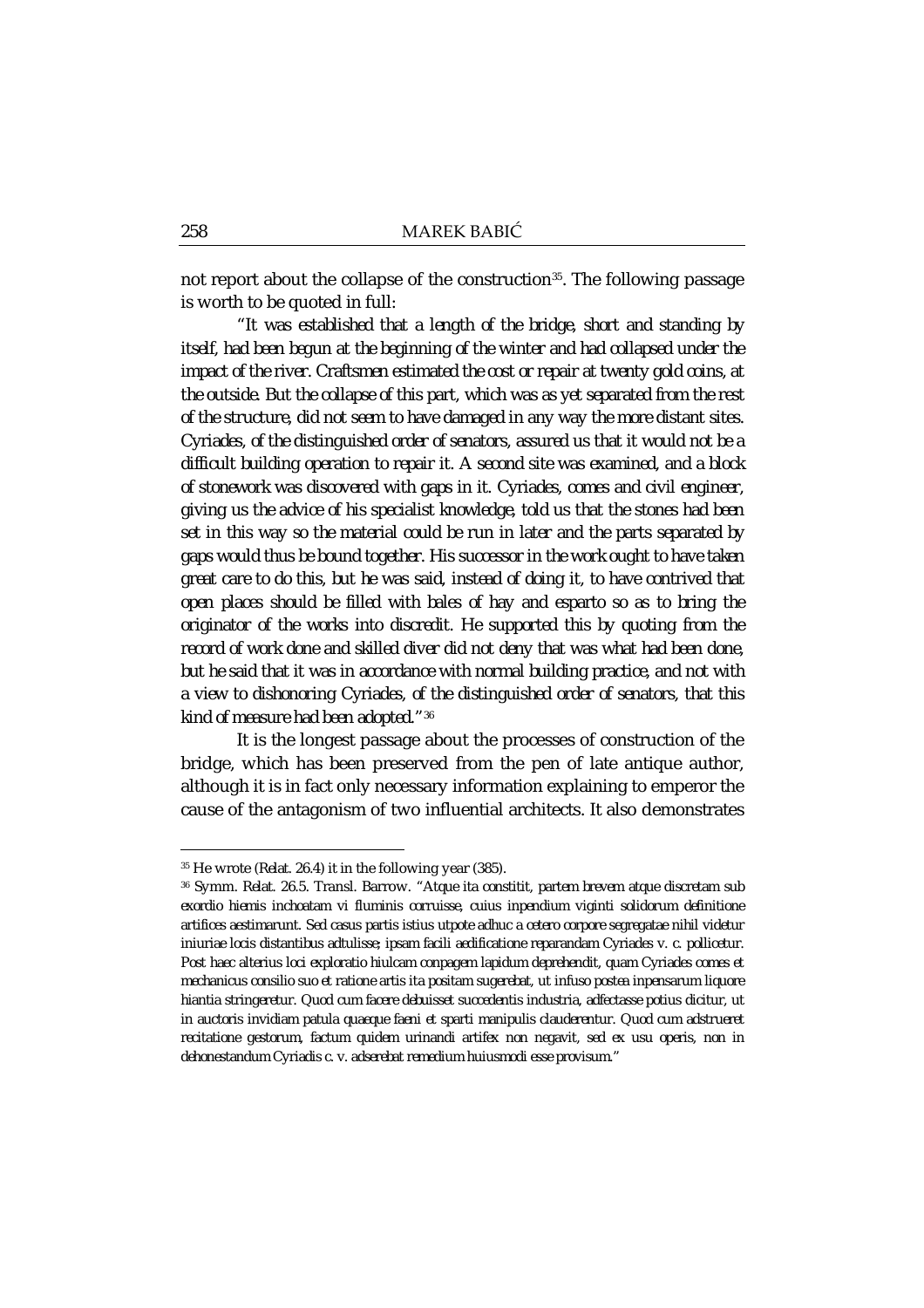not report about the collapse of the construction[35]. The following passage is worth to be quoted in full:

"*It was established that a length of the bridge, short and standing by itself, had been begun at the beginning of the winter and had collapsed under the impact of the river. Craftsmen estimated the cost or repair at twenty gold coins, at the outside. But the collapse of this part, which was as yet separated from the rest of the structure, did not seem to have damaged in any way the more distant sites. Cyriades, of the distinguished order of senators, assured us that it would not be a difficult building operation to repair it. A second site was examined, and a block of stonework was discovered with gaps in it. Cyriades, comes and civil engineer, giving us the advice of his specialist knowledge, told us that the stones had been set in this way so the material could be run in later and the parts separated by gaps would thus be bound together. His successor in the work ought to have taken great care to do this, but he was said, instead of doing it, to have contrived that open places should be filled with bales of hay and esparto so as to bring the originator of the works into discredit. He supported this by quoting from the record of work done and skilled diver did not deny that was what had been done, but he said that it was in accordance with normal building practice, and not with a view to dishonoring Cyriades, of the distinguished order of senators, that this kind of measure had been adopted.*"[36]

It is the longest passage about the processes of construction of the bridge, which has been preserved from the pen of late antique author, although it is in fact only necessary information explaining to emperor the cause of the antagonism of two influential architects. It also demonstrates

---

[35] He wrote (*Relat.* 26.4) it in the following year (385).

[36] Symm. *Relat.* 26.5. Transl. Barrow. "*Atque ita constitit, partem brevem atque discretam sub exordio hiemis inchoatam vi fluminis corruisse, cuius inpendium viginti solidorum definitione artifices aestimarunt. Sed casus partis istius utpote adhuc a cetero corpore segregatae nihil videtur iniuriae locis distantibus adtulisse; ipsam facili aedificatione reparandam Cyriades v. c. pollicetur. Post haec alterius loci exploratio hiulcam conpagem lapidum deprehendit, quam Cyriades comes et mechanicus consilio suo et ratione artis ita positam sugerebat, ut infuso postea inpensarum liquore hiantia stringeretur. Quod cum facere debuisset succedentis industria, adfectasse potius dicitur, ut in auctoris invidiam patula quaeque faeni et sparti manipulis clauderentur. Quod cum adstrueret recitatione gestorum, factum quidem urinandi artifex non negavit, sed ex usu operis, non in dehonestandum Cyriadis c. v. adserebat remedium huiusmodi esse provisum.*"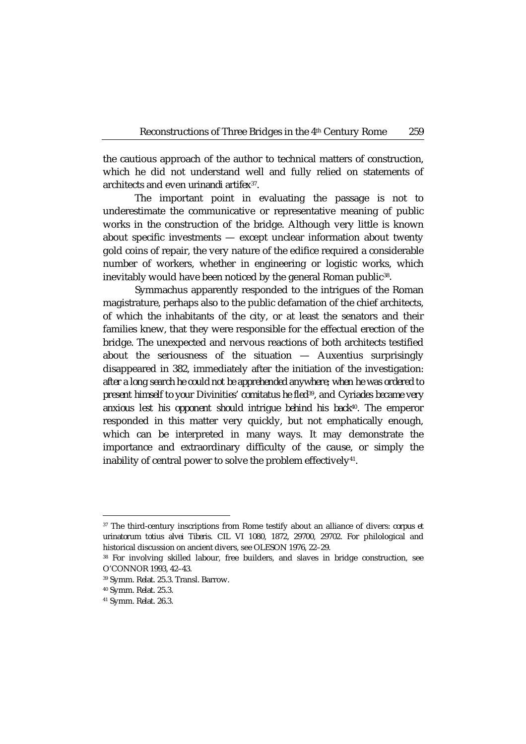the cautious approach of the author to technical matters of construction, which he did not understand well and fully relied on statements of architects and even *urinandi artifex*[37].

The important point in evaluating the passage is not to underestimate the communicative or representative meaning of public works in the construction of the bridge. Although very little is known about specific investments — except unclear information about twenty gold coins of repair, the very nature of the edifice required a considerable number of workers, whether in engineering or logistic works, which inevitably would have been noticed by the general Roman public[38].

Symmachus apparently responded to the intrigues of the Roman magistrature, perhaps also to the public defamation of the chief architects, of which the inhabitants of the city, or at least the senators and their families knew, that they were responsible for the effectual erection of the bridge. The unexpected and nervous reactions of both architects testified about the seriousness of the situation — Auxentius surprisingly disappeared in 382, immediately after the initiation of the investigation: *after a long search he could not be apprehended anywhere; when he was ordered to present himself to your Divinities' comitatus he fled*[39], and *Cyriades became very anxious lest his opponent should intrigue behind his back*[40]. The emperor responded in this matter very quickly, but not emphatically enough, which can be interpreted in many ways. It may demonstrate the importance and extraordinary difficulty of the cause, or simply the inability of central power to solve the problem effectively[41].

---

[37] The third-century inscriptions from Rome testify about an alliance of divers: *corpus et urinatorum totius alvei Tiberis*. CIL VI 1080, 1872, 29700, 29702. For philological and historical discussion on ancient divers, see OLESON 1976, 22–29.

[38] For involving skilled labour, free builders, and slaves in bridge construction, see O'CONNOR 1993, 42–43.

[39] Symm. *Relat.* 25.3. Transl. Barrow.

[40] Symm. *Relat.* 25.3.

[41] Symm. *Relat.* 26.3.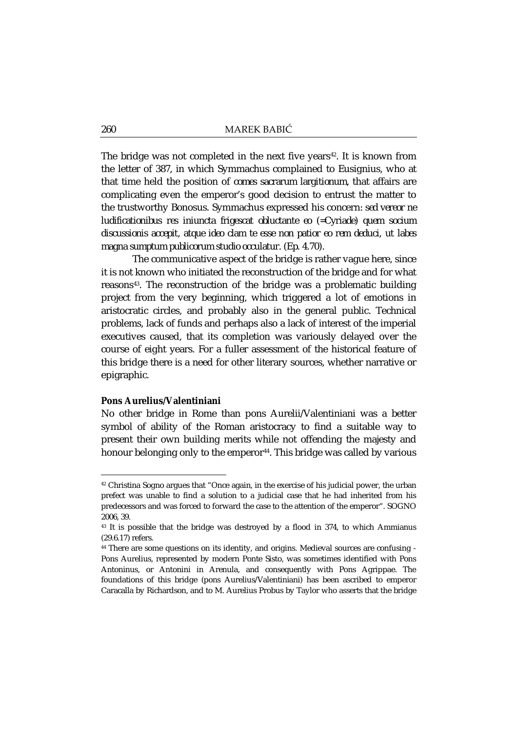The bridge was not completed in the next five years[42]. It is known from the letter of 387, in which Symmachus complained to Eusignius, who at that time held the position of *comes sacrarum largitionum*, that affairs are complicating even the emperor's good decision to entrust the matter to the trustworthy Bonosus. Symmachus expressed his concern: *sed vereor ne ludificationibus res iniuncta frigescat obluctante eo (=Cyriade) quem socium discussionis accepit, atque ideo clam te esse non patior eo rem deduci, ut labes magna sumptum publicorum studio occulatur.* (Ep. 4.70).

The communicative aspect of the bridge is rather vague here, since it is not known who initiated the reconstruction of the bridge and for what reasons[43]. The reconstruction of the bridge was a problematic building project from the very beginning, which triggered a lot of emotions in aristocratic circles, and probably also in the general public. Technical problems, lack of funds and perhaps also a lack of interest of the imperial executives caused, that its completion was variously delayed over the course of eight years. For a fuller assessment of the historical feature of this bridge there is a need for other literary sources, whether narrative or epigraphic.

**Pons Aurelius/Valentiniani**

No other bridge in Rome than pons Aurelii/Valentiniani was a better symbol of ability of the Roman aristocracy to find a suitable way to present their own building merits while not offending the majesty and honour belonging only to the emperor[44]. This bridge was called by various

---

[42] Christina Sogno argues that "Once again, in the exercise of his judicial power, the urban prefect was unable to find a solution to a judicial case that he had inherited from his predecessors and was forced to forward the case to the attention of the emperor". SOGNO 2006, 39.

[43] It is possible that the bridge was destroyed by a flood in 374, to which Ammianus (29.6.17) refers.

[44] There are some questions on its identity, and origins. Medieval sources are confusing - Pons Aurelius, represented by modern Ponte Sisto, was sometimes identified with Pons Antoninus, or Antonini in Arenula, and consequently with Pons Agrippae. The foundations of this bridge (pons Aurelius/Valentiniani) has been ascribed to emperor Caracalla by Richardson, and to M. Aurelius Probus by Taylor who asserts that the bridge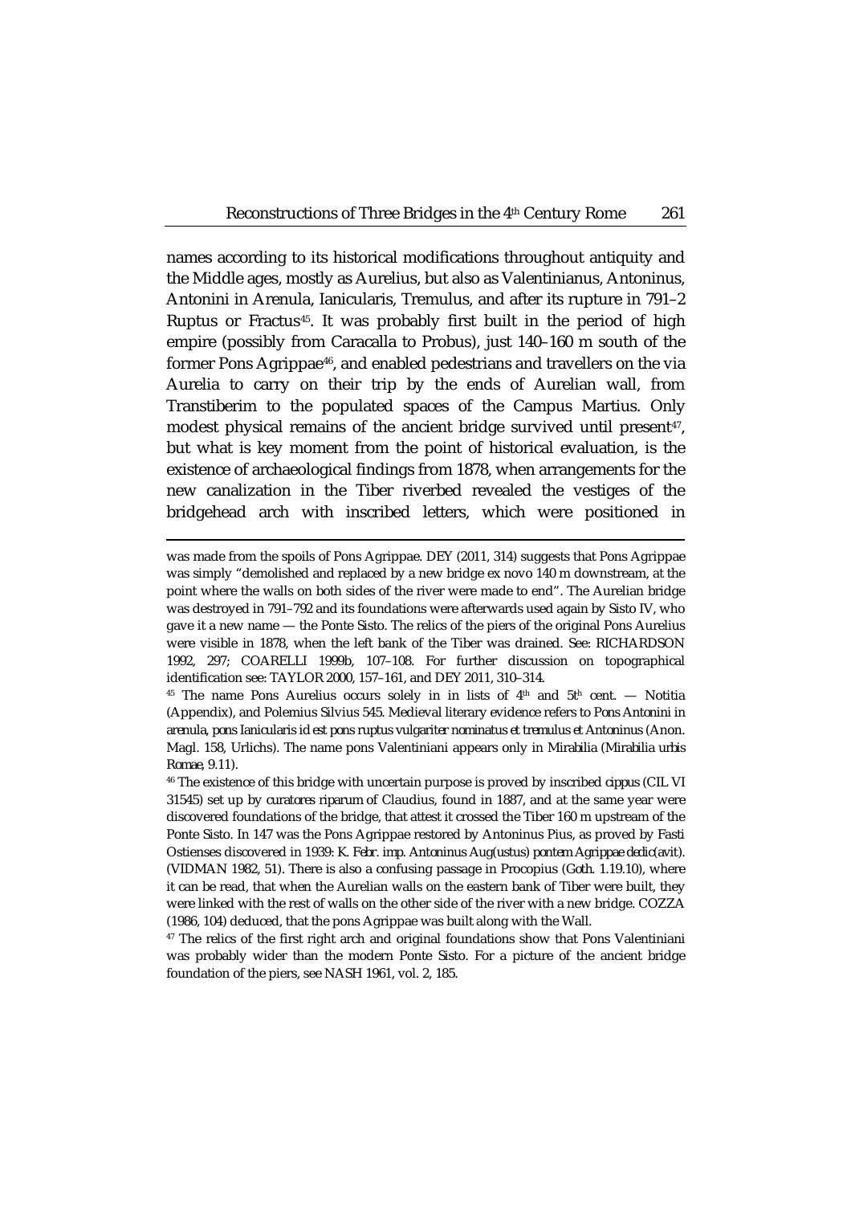names according to its historical modifications throughout antiquity and the Middle ages, mostly as Aurelius, but also as Valentinianus, Antoninus, Antonini in Arenula, Ianicularis, Tremulus, and after its rupture in 791–2 Ruptus or Fractus[45]. It was probably first built in the period of high empire (possibly from Caracalla to Probus), just 140–160 m south of the former Pons Agrippae[46], and enabled pedestrians and travellers on the via Aurelia to carry on their trip by the ends of Aurelian wall, from Transtiberim to the populated spaces of the Campus Martius. Only modest physical remains of the ancient bridge survived until present[47], but what is key moment from the point of historical evaluation, is the existence of archaeological findings from 1878, when arrangements for the new canalization in the Tiber riverbed revealed the vestiges of the bridgehead arch with inscribed letters, which were positioned in

---

was made from the spoils of Pons Agrippae. DEY (2011, 314) suggests that Pons Agrippae was simply "demolished and replaced by a new bridge ex novo 140 m downstream, at the point where the walls on both sides of the river were made to end". The Aurelian bridge was destroyed in 791–792 and its foundations were afterwards used again by Sisto IV, who gave it a new name — the Ponte Sisto. The relics of the piers of the original Pons Aurelius were visible in 1878, when the left bank of the Tiber was drained. See: RICHARDSON 1992, 297; COARELLI 1999b, 107–108. For further discussion on topographical identification see: TAYLOR 2000, 157–161, and DEY 2011, 310–314.

[45] The name Pons Aurelius occurs solely in in lists of 4th and 5th cent. — Notitia (Appendix), and Polemius Silvius 545. Medieval literary evidence refers to *Pons Antonini in arenula*, *pons Ianicularis id est pons ruptus vulgariter nominatus et tremulus et Antoninus* (Anon. Magl. 158, Urlichs). The name pons Valentiniani appears only in Mirabilia (*Mirabilia urbis Romae*, 9.11).

[46] The existence of this bridge with uncertain purpose is proved by inscribed *cippus* (CIL VI 31545) set up by *curatores riparum* of Claudius, found in 1887, and at the same year were discovered foundations of the bridge, that attest it crossed the Tiber 160 m upstream of the Ponte Sisto. In 147 was the Pons Agrippae restored by Antoninus Pius, as proved by Fasti Ostienses discovered in 1939: *K. Febr. imp. Antoninus Aug(ustus) pontem Agrippae dedic(avit).* (VIDMAN 1982, 51). There is also a confusing passage in Procopius (*Goth.* 1.19.10), where it can be read, that when the Aurelian walls on the eastern bank of Tiber were built, they were linked with the rest of walls on the other side of the river with a new bridge. COZZA (1986, 104) deduced, that the pons Agrippae was built along with the Wall.

[47] The relics of the first right arch and original foundations show that Pons Valentiniani was probably wider than the modern Ponte Sisto. For a picture of the ancient bridge foundation of the piers, see NASH 1961, vol. 2, 185.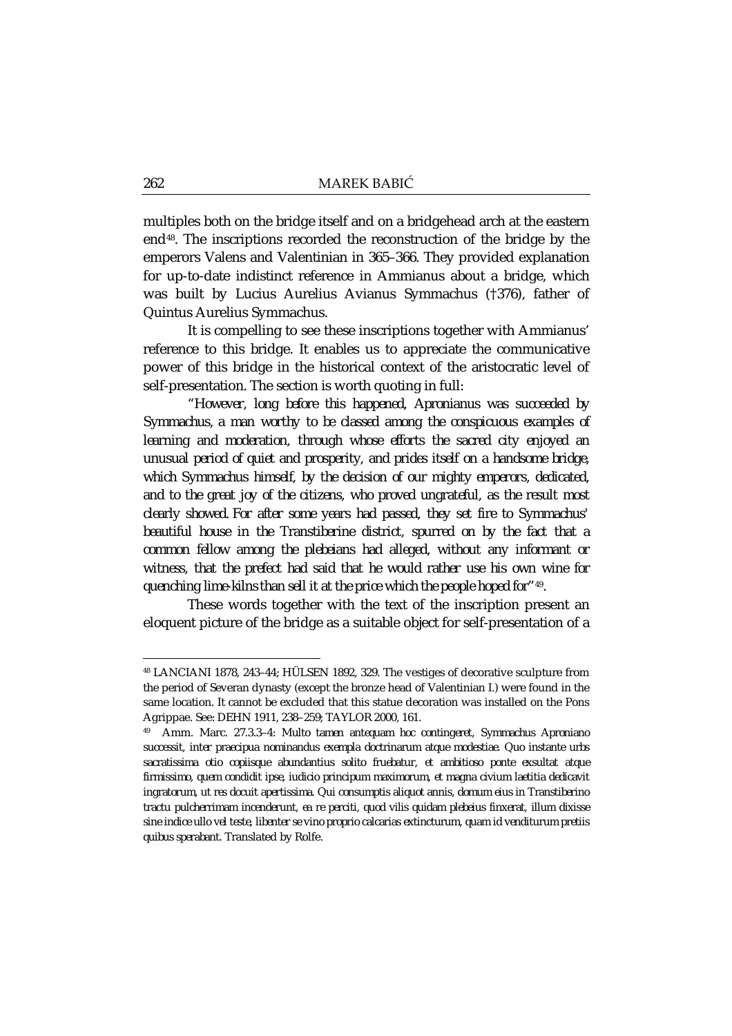multiples both on the bridge itself and on a bridgehead arch at the eastern end[48]. The inscriptions recorded the reconstruction of the bridge by the emperors Valens and Valentinian in 365–366. They provided explanation for up-to-date indistinct reference in Ammianus about a bridge, which was built by Lucius Aurelius Avianus Symmachus (†376), father of Quintus Aurelius Symmachus.

It is compelling to see these inscriptions together with Ammianus' reference to this bridge. It enables us to appreciate the communicative power of this bridge in the historical context of the aristocratic level of self-presentation. The section is worth quoting in full:

"*However, long before this happened, Apronianus was succeeded by Symmachus, a man worthy to be classed among the conspicuous examples of learning and moderation, through whose efforts the sacred city enjoyed an unusual period of quiet and prosperity, and prides itself on a handsome bridge, which Symmachus himself, by the decision of our mighty emperors, dedicated, and to the great joy of the citizens, who proved ungrateful, as the result most clearly showed. For after some years had passed, they set fire to Symmachus' beautiful house in the Transtiberine district, spurred on by the fact that a common fellow among the plebeians had alleged, without any informant or witness, that the prefect had said that he would rather use his own wine for quenching lime-kilns than sell it at the price which the people hoped for*"[49].

These words together with the text of the inscription present an eloquent picture of the bridge as a suitable object for self-presentation of a

---

[48] LANCIANI 1878, 243–44; HÜLSEN 1892, 329. The vestiges of decorative sculpture from the period of Severan dynasty (except the bronze head of Valentinian I.) were found in the same location. It cannot be excluded that this statue decoration was installed on the Pons Agrippae. See: DEHN 1911, 238–259; TAYLOR 2000, 161.

[49] Amm. Marc. 27.3.3–4: *Multo tamen antequam hoc contingeret, Symmachus Aproniano successit, inter praecipua nominandus exempla doctrinarum atque modestiae. Quo instante urbs sacratissima otio copiisque abundantius solito fruebatur, et ambitioso ponte exsultat atque firmissimo, quem condidit ipse, iudicio principum maximorum, et magna civium laetitia dedicavit ingratorum, ut res docuit apertissima. Qui consumptis aliquot annis, domum eius in Transtiberino tractu pulcherrimam incenderunt, ea re perciti, quod vilis quidam plebeius finxerat, illum dixisse sine indice ullo vel teste, libenter se vino proprio calcarias extincturum, quam id venditurum pretiis quibus sperabant.* Translated by Rolfe.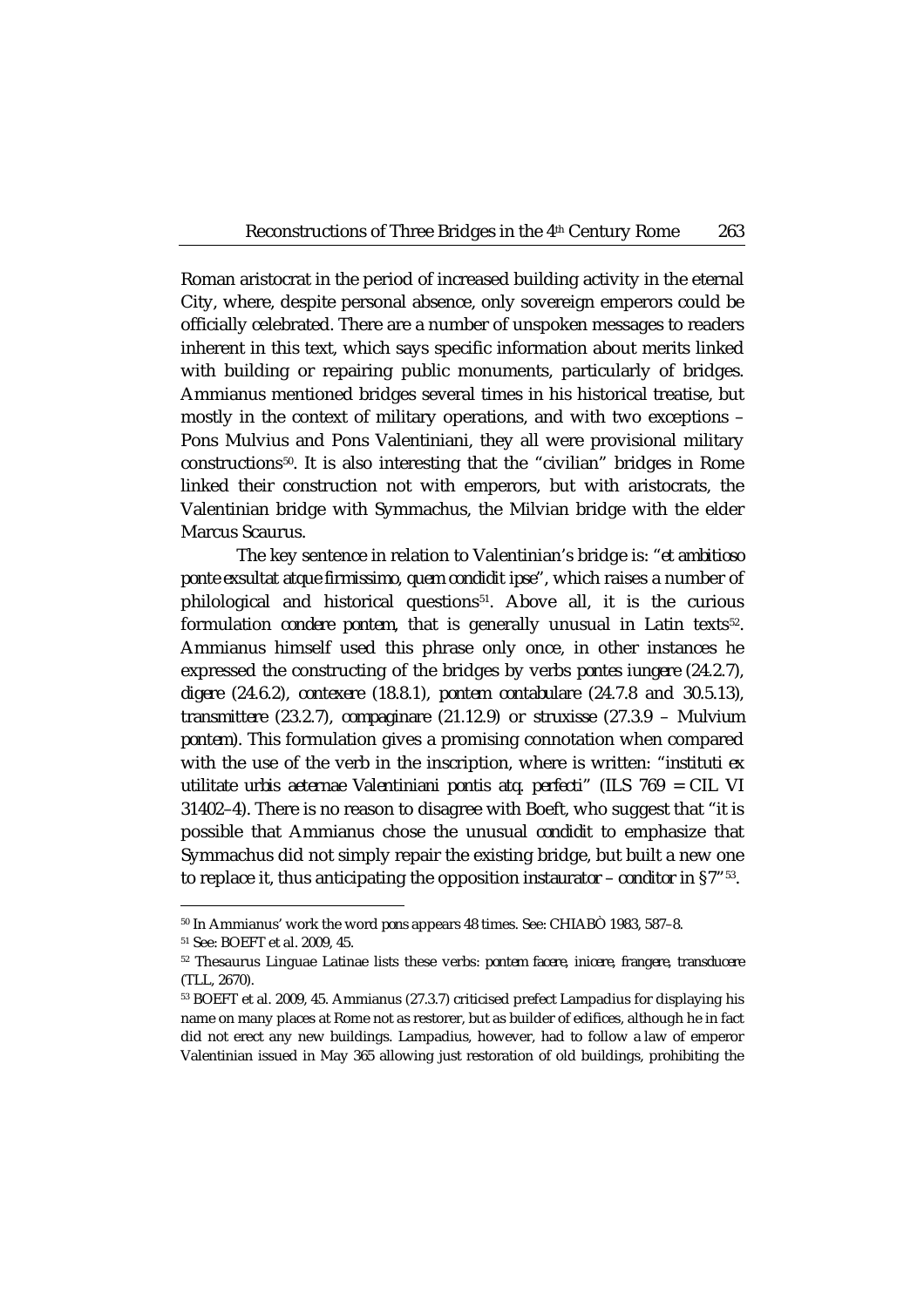Roman aristocrat in the period of increased building activity in the eternal City, where, despite personal absence, only sovereign emperors could be officially celebrated. There are a number of unspoken messages to readers inherent in this text, which says specific information about merits linked with building or repairing public monuments, particularly of bridges. Ammianus mentioned bridges several times in his historical treatise, but mostly in the context of military operations, and with two exceptions – Pons Mulvius and Pons Valentiniani, they all were provisional military constructions[50]. It is also interesting that the "civilian" bridges in Rome linked their construction not with emperors, but with aristocrats, the Valentinian bridge with Symmachus, the Milvian bridge with the elder Marcus Scaurus.

The key sentence in relation to Valentinian's bridge is: "*et ambitioso ponte exsultat atque firmissimo, quem condidit ipse*", which raises a number of philological and historical questions[51]. Above all, it is the curious formulation *condere pontem*, that is generally unusual in Latin texts[52]. Ammianus himself used this phrase only once, in other instances he expressed the constructing of the bridges by verbs *pontes iungere* (24.2.7), *digere* (24.6.2), *contexere* (18.8.1), *pontem contabulare* (24.7.8 and 30.5.13), *transmittere* (23.2.7), *compaginare* (21.12.9) or *struxisse* (27.3.9 – *Mulvium pontem*). This formulation gives a promising connotation when compared with the use of the verb in the inscription, where is written: "*instituti ex utilitate urbis aeternae Valentiniani pontis atq. perfecti*" (ILS 769 = CIL VI 31402–4). There is no reason to disagree with Boeft, who suggest that "it is possible that Ammianus chose the unusual *condidit* to emphasize that Symmachus did not simply repair the existing bridge, but built a new one to replace it, thus anticipating the opposition *instaurator* – *conditor* in §7"[53].

---

[50] In Ammianus' work the word *pons* appears 48 times. See: CHIABÒ 1983, 587–8.

[51] See: BOEFT et al. 2009, 45.

[52] Thesaurus Linguae Latinae lists these verbs: *pontem facere, inicere, frangere, transducere* (TLL, 2670).

[53] BOEFT et al. 2009, 45. Ammianus (27.3.7) criticised prefect Lampadius for displaying his name on many places at Rome not as restorer, but as builder of edifices, although he in fact did not erect any new buildings. Lampadius, however, had to follow a law of emperor Valentinian issued in May 365 allowing just restoration of old buildings, prohibiting the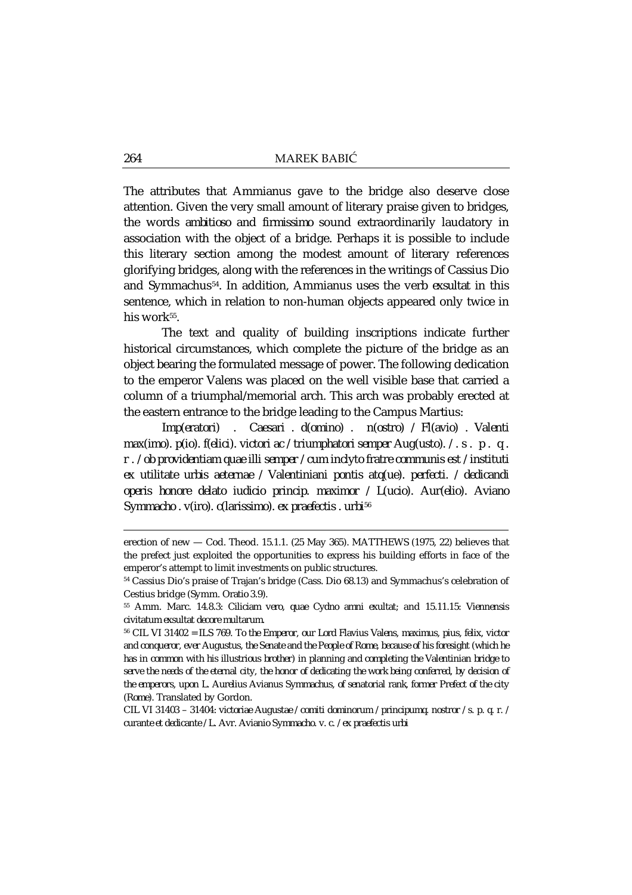The attributes that Ammianus gave to the bridge also deserve close attention. Given the very small amount of literary praise given to bridges, the words *ambitioso* and *firmissimo* sound extraordinarily laudatory in association with the object of a bridge. Perhaps it is possible to include this literary section among the modest amount of literary references glorifying bridges, along with the references in the writings of Cassius Dio and Symmachus[54]. In addition, Ammianus uses the verb *exsultat* in this sentence, which in relation to non-human objects appeared only twice in his work[55].

The text and quality of building inscriptions indicate further historical circumstances, which complete the picture of the bridge as an object bearing the formulated message of power. The following dedication to the emperor Valens was placed on the well visible base that carried a column of a triumphal/memorial arch. This arch was probably erected at the eastern entrance to the bridge leading to the Campus Martius:

*Imp(eratori) . Caesari . d(omino) . n(ostro) / Fl(avio) . Valenti max(imo). p(io). f(elici). victori ac / triumphatori semper Aug(usto). / . s . p . q . r . / ob providentiam quae illi semper / cum inclyto fratre communis est / instituti ex utilitate urbis aeternae / Valentiniani pontis atq(ue). perfecti. / dedicandi operis honore delato iudicio princip. maximor / L(ucio). Aur(elio). Aviano Symmacho . v(iro). c(larissimo). ex praefectis . urbi*[56]

---

erection of new — Cod. Theod. 15.1.1. (25 May 365). MATTHEWS (1975, 22) believes that the prefect just exploited the opportunities to express his building efforts in face of the emperor's attempt to limit investments on public structures.

[54] Cassius Dio's praise of Trajan's bridge (Cass. Dio 68.13) and Symmachus's celebration of Cestius bridge (Symm. Oratio 3.9).

[55] Amm. Marc. 14.8.3: *Ciliciam vero, quae Cydno amni exultat*; and 15.11.15: *Viennensis civitatum exsultat decore multarum.*

[56] CIL VI 31402 = ILS 769. *To the Emperor, our Lord Flavius Valens, maximus, pius, felix, victor and conqueror, ever Augustus, the Senate and the People of Rome, because of his foresight (which he has in common with his illustrious brother) in planning and completing the Valentinian bridge to serve the needs of the eternal city, the honor of dedicating the work being conferred, by decision of the emperors, upon L. Aurelius Avianus Symmachus, of senatorial rank, former Prefect of the city (Rome).* Translated by Gordon.

CIL VI 31403 – 31404: *victoriae Augustae / comiti dominorum / principumq. nostror / s. p. q. r. / curante et dedicante / L. Avr. Avianio Symmacho. v. c. / ex praefectis urbi*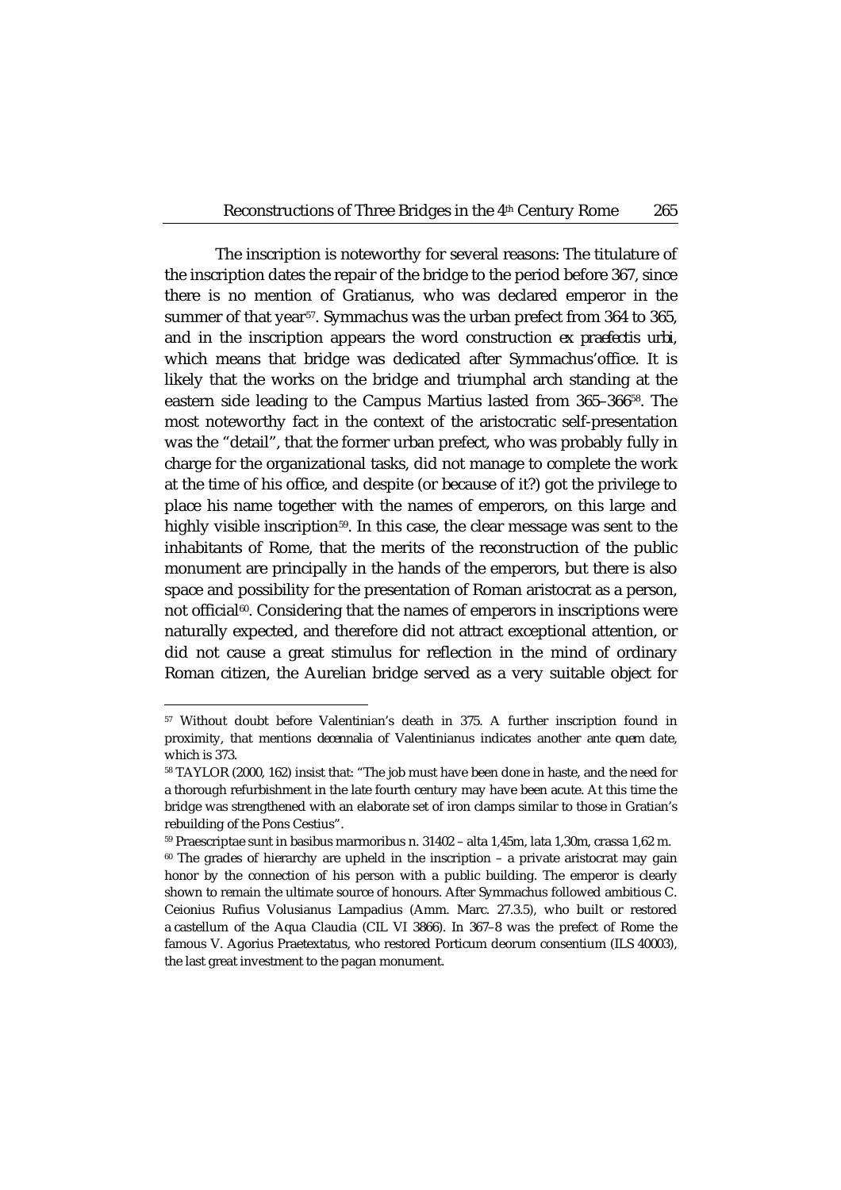The inscription is noteworthy for several reasons: The titulature of the inscription dates the repair of the bridge to the period before 367, since there is no mention of Gratianus, who was declared emperor in the summer of that year[57]. Symmachus was the urban prefect from 364 to 365, and in the inscription appears the word construction *ex praefectis urbi*, which means that bridge was dedicated after Symmachus'office. It is likely that the works on the bridge and triumphal arch standing at the eastern side leading to the Campus Martius lasted from 365–366[58]. The most noteworthy fact in the context of the aristocratic self-presentation was the "detail", that the former urban prefect, who was probably fully in charge for the organizational tasks, did not manage to complete the work at the time of his office, and despite (or because of it?) got the privilege to place his name together with the names of emperors, on this large and highly visible inscription[59]. In this case, the clear message was sent to the inhabitants of Rome, that the merits of the reconstruction of the public monument are principally in the hands of the emperors, but there is also space and possibility for the presentation of Roman aristocrat as a person, not official[60]. Considering that the names of emperors in inscriptions were naturally expected, and therefore did not attract exceptional attention, or did not cause a great stimulus for reflection in the mind of ordinary Roman citizen, the Aurelian bridge served as a very suitable object for

---

[57] Without doubt before Valentinian's death in 375. A further inscription found in proximity, that mentions *decennalia* of Valentinianus indicates another *ante quem* date, which is 373.

[58] TAYLOR (2000, 162) insist that: "The job must have been done in haste, and the need for a thorough refurbishment in the late fourth century may have been acute. At this time the bridge was strengthened with an elaborate set of iron clamps similar to those in Gratian's rebuilding of the Pons Cestius".

[59] Praescriptae sunt in basibus marmoribus n. 31402 – alta 1,45m, lata 1,30m, crassa 1,62 m.

[60] The grades of hierarchy are upheld in the inscription – a private aristocrat may gain honor by the connection of his person with a public building. The emperor is clearly shown to remain the ultimate source of honours. After Symmachus followed ambitious C. Ceionius Rufius Volusianus Lampadius (Amm. Marc. 27.3.5), who built or restored a castellum of the Aqua Claudia (CIL VI 3866). In 367–8 was the prefect of Rome the famous V. Agorius Praetextatus, who restored Porticum deorum consentium (ILS 40003), the last great investment to the pagan monument.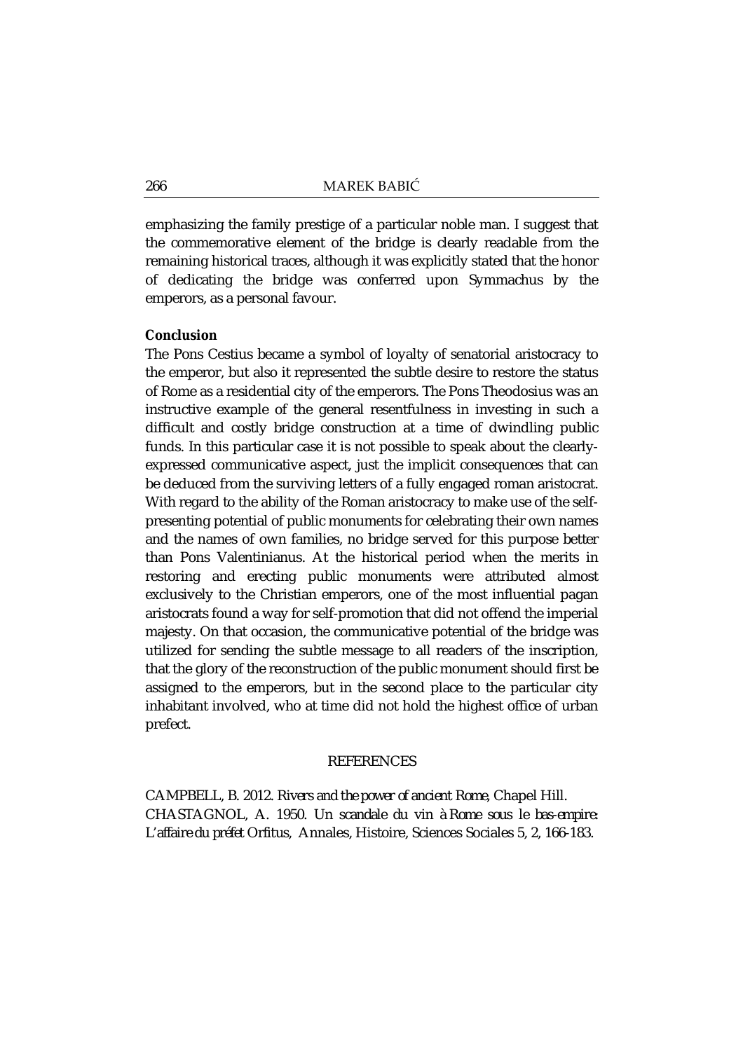emphasizing the family prestige of a particular noble man. I suggest that the commemorative element of the bridge is clearly readable from the remaining historical traces, although it was explicitly stated that the honor of dedicating the bridge was conferred upon Symmachus by the emperors, as a personal favour.

**Conclusion**

The Pons Cestius became a symbol of loyalty of senatorial aristocracy to the emperor, but also it represented the subtle desire to restore the status of Rome as a residential city of the emperors. The Pons Theodosius was an instructive example of the general resentfulness in investing in such a difficult and costly bridge construction at a time of dwindling public funds. In this particular case it is not possible to speak about the clearly-expressed communicative aspect, just the implicit consequences that can be deduced from the surviving letters of a fully engaged roman aristocrat. With regard to the ability of the Roman aristocracy to make use of the self-presenting potential of public monuments for celebrating their own names and the names of own families, no bridge served for this purpose better than Pons Valentinianus. At the historical period when the merits in restoring and erecting public monuments were attributed almost exclusively to the Christian emperors, one of the most influential pagan aristocrats found a way for self-promotion that did not offend the imperial majesty. On that occasion, the communicative potential of the bridge was utilized for sending the subtle message to all readers of the inscription, that the glory of the reconstruction of the public monument should first be assigned to the emperors, but in the second place to the particular city inhabitant involved, who at time did not hold the highest office of urban prefect.

## REFERENCES

CAMPBELL, B. 2012. *Rivers and the power of ancient Rome*, Chapel Hill.

CHASTAGNOL, A. 1950. *Un scandale du vin à Rome sous le bas-empire: L'affaire du préfet Orfitus*, Annales, Histoire, Sciences Sociales 5, 2, 166-183.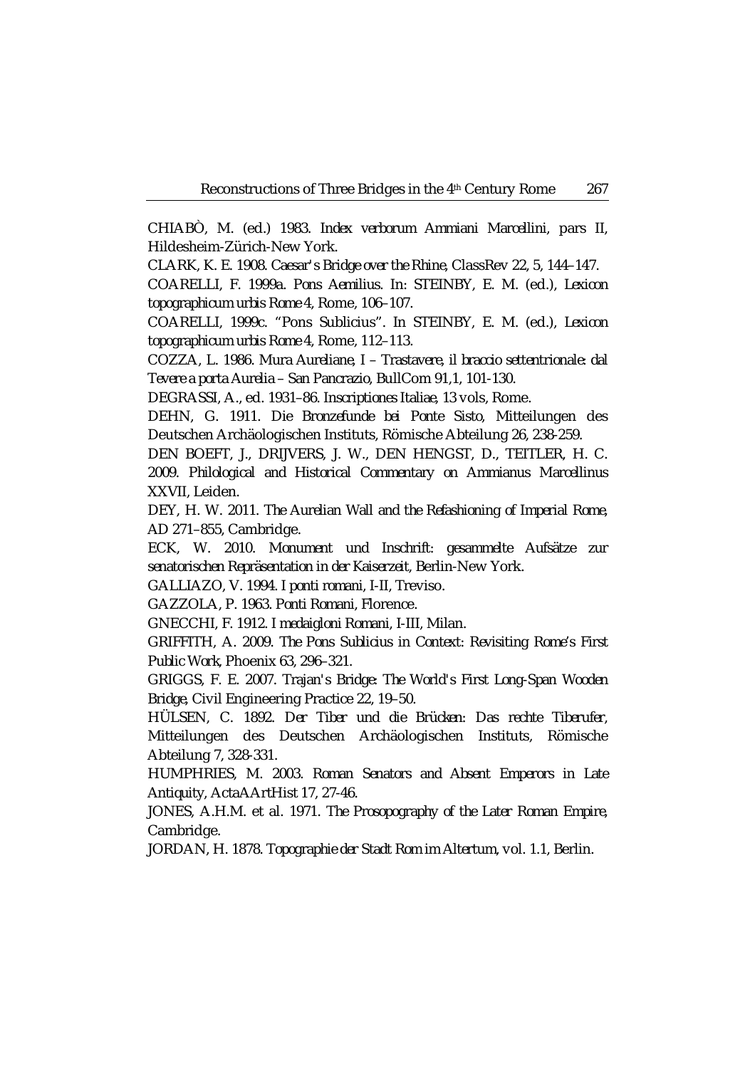CHIABÒ, M. (ed.) 1983. *Index verborum Ammiani Marcellini, pars II*, Hildesheim-Zürich-New York.

CLARK, K. E. 1908. *Caesar's Bridge over the Rhine*, ClassRev 22, 5, 144–147.

COARELLI, F. 1999a. *Pons Aemilius*. In: STEINBY, E. M. (ed.), *Lexicon topographicum urbis Rome 4*, Rome, 106–107.

COARELLI, 1999c. "Pons Sublicius". In STEINBY, E. M. (ed.), *Lexicon topographicum urbis Rome 4*, Rome, 112–113.

COZZA, L. 1986. *Mura Aureliane, I – Trastavere, il braccio settentrionale: dal Tevere a porta Aurelia – San Pancrazio*, BullCom 91,1, 101-130.

DEGRASSI, A., ed. 1931–86. *Inscriptiones Italiae*, 13 vols, Rome.

DEHN, G. 1911. *Die Bronzefunde bei Ponte Sisto*, Mitteilungen des Deutschen Archäologischen Instituts, Römische Abteilung 26, 238-259.

DEN BOEFT, J., DRIJVERS, J. W., DEN HENGST, D., TEITLER, H. C. 2009. *Philological and Historical Commentary on Ammianus Marcellinus XXVII*, Leiden.

DEY, H. W. 2011. *The Aurelian Wall and the Refashioning of Imperial Rome, AD 271–855*, Cambridge.

ECK, W. 2010. *Monument und Inschrift: gesammelte Aufsätze zur senatorischen Repräsentation in der Kaiserzeit*, Berlin-New York.

GALLIAZO, V. 1994. *I ponti romani*, I-II, Treviso.

GAZZOLA, P. 1963. *Ponti Romani*, Florence.

GNECCHI, F. 1912. *I medaigloni Romani*, I-III, Milan.

GRIFFITH, A. 2009. *The Pons Sublicius in Context: Revisiting Rome's First Public Work*, Phoenix 63, 296–321.

GRIGGS, F. E. 2007. *Trajan's Bridge: The World's First Long-Span Wooden Bridge*, Civil Engineering Practice 22, 19–50.

HÜLSEN, C. 1892. *Der Tiber und die Brücken: Das rechte Tiberufer*, Mitteilungen des Deutschen Archäologischen Instituts, Römische Abteilung 7, 328-331.

HUMPHRIES, M. 2003. *Roman Senators and Absent Emperors in Late Antiquity*, ActaAArtHist 17, 27-46.

JONES, A.H.M. et al. 1971. *The Prosopography of the Later Roman Empire*, Cambridge.

JORDAN, H. 1878. *Topographie der Stadt Rom im Altertum*, vol. 1.1, Berlin.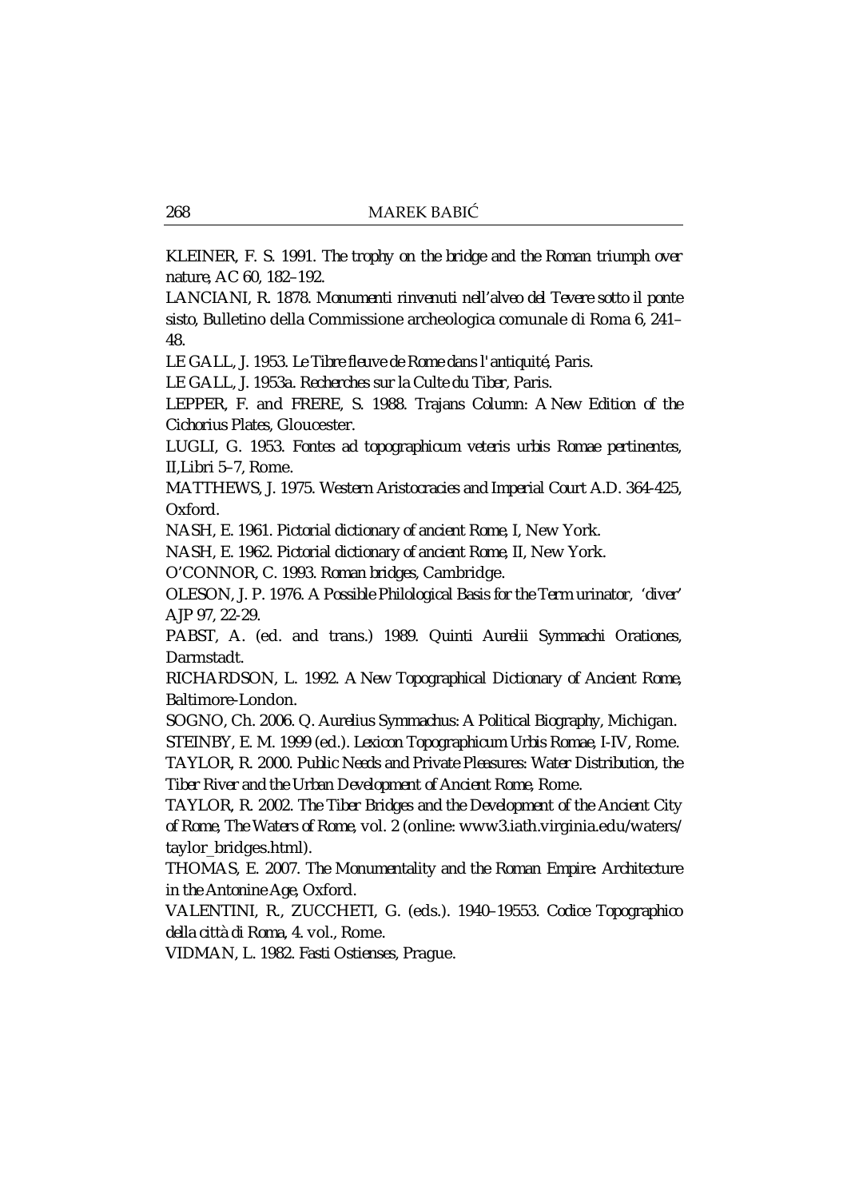KLEINER, F. S. 1991. *The trophy on the bridge and the Roman triumph over nature*, AC 60, 182–192.

LANCIANI, R. 1878. *Monumenti rinvenuti nell'alveo del Tevere sotto il ponte sisto*, Bulletino della Commissione archeologica comunale di Roma 6, 241–48.

LE GALL, J. 1953. *Le Tibre fleuve de Rome dans l'antiquité*, Paris.

LE GALL, J. 1953a. *Recherches sur la Culte du Tiber*, Paris.

LEPPER, F. and FRERE, S. 1988. *Trajans Column: A New Edition of the Cichorius Plates*, Gloucester.

LUGLI, G. 1953. *Fontes ad topographicum veteris urbis Romae pertinentes*, II,Libri 5–7, Rome.

MATTHEWS, J. 1975. *Western Aristocracies and Imperial Court A.D. 364-425*, Oxford.

NASH, E. 1961. *Pictorial dictionary of ancient Rome*, I, New York.

NASH, E. 1962. *Pictorial dictionary of ancient Rome*, II, New York.

O'CONNOR, C. 1993. *Roman bridges*, Cambridge.

OLESON, J. P. 1976. *A Possible Philological Basis for the Term urinator, 'diver'* AJP 97, 22-29.

PABST, A. (ed. and trans.) 1989. *Quinti Aurelii Symmachi Orationes*, Darmstadt.

RICHARDSON, L. 1992. *A New Topographical Dictionary of Ancient Rome*, Baltimore-London.

SOGNO, Ch. 2006. *Q. Aurelius Symmachus: A Political Biography*, Michigan.

STEINBY, E. M. 1999 (ed.). *Lexicon Topographicum Urbis Romae*, I-IV, Rome.

TAYLOR, R. 2000. *Public Needs and Private Pleasures: Water Distribution, the Tiber River and the Urban Development of Ancient Rome*, Rome.

TAYLOR, R. 2002. *The Tiber Bridges and the Development of the Ancient City of Rome*, *The Waters of Rome*, vol. 2 (online: www3.iath.virginia.edu/waters/taylor_bridges.html).

THOMAS, E. 2007. *The Monumentality and the Roman Empire: Architecture in the Antonine Age*, Oxford.

VALENTINI, R., ZUCCHETI, G. (eds.). 1940–19553. *Codice Topographico della città di Roma*, 4. vol., Rome.

VIDMAN, L. 1982. *Fasti Ostienses*, Prague.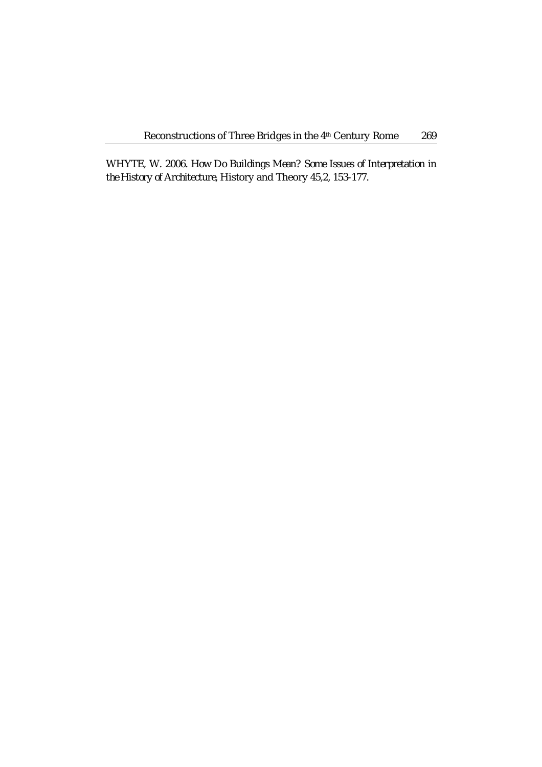WHYTE, W. 2006. *How Do Buildings Mean? Some Issues of Interpretation in the History of Architecture*, History and Theory 45,2, 153-177.